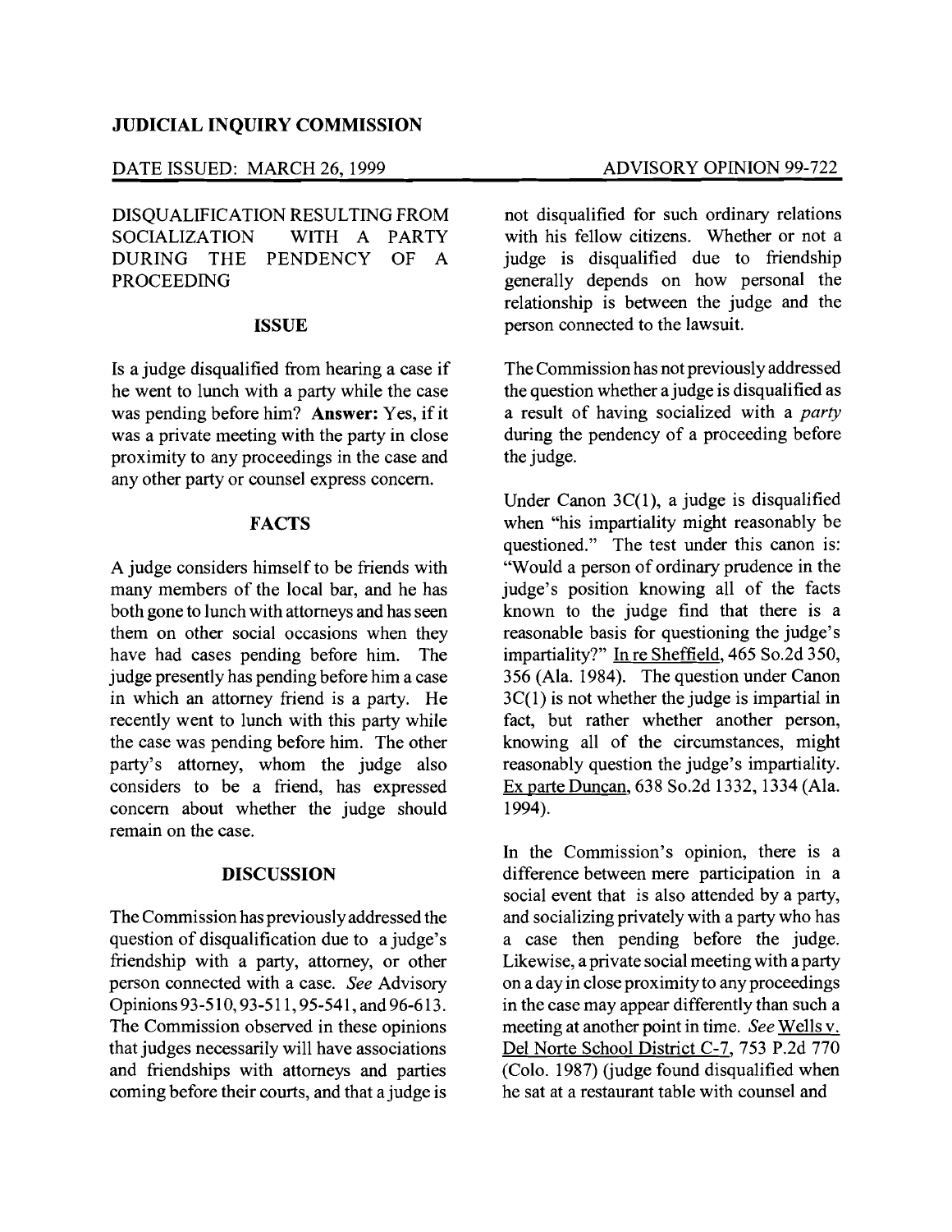**JUDICIAL INQUIRY COMMISSION**

DATE ISSUED: MARCH 26, 1999 ADVISORY OPINION 99-722

DISQUALIFICATION RESULTING FROM SOCIALIZATION WITH A PARTY DURING THE PENDENCY OF A PROCEEDING

## ISSUE

Is a judge disqualified from hearing a case if he went to lunch with a party while the case was pending before him? **Answer:** Yes, if it was a private meeting with the party in close proximity to any proceedings in the case and any other party or counsel express concern.

## FACTS

A judge considers himself to be friends with many members of the local bar, and he has both gone to lunch with attorneys and has seen them on other social occasions when they have had cases pending before him. The judge presently has pending before him a case in which an attorney friend is a party. He recently went to lunch with this party while the case was pending before him. The other party's attorney, whom the judge also considers to be a friend, has expressed concern about whether the judge should remain on the case.

## DISCUSSION

The Commission has previously addressed the question of disqualification due to a judge's friendship with a party, attorney, or other person connected with a case. *See* Advisory Opinions 93-510, 93-511, 95-541, and 96-613. The Commission observed in these opinions that judges necessarily will have associations and friendships with attorneys and parties coming before their courts, and that a judge is not disqualified for such ordinary relations with his fellow citizens. Whether or not a judge is disqualified due to friendship generally depends on how personal the relationship is between the judge and the person connected to the lawsuit.

The Commission has not previously addressed the question whether a judge is disqualified as a result of having socialized with a *party* during the pendency of a proceeding before the judge.

Under Canon 3C(1), a judge is disqualified when "his impartiality might reasonably be questioned." The test under this canon is: "Would a person of ordinary prudence in the judge's position knowing all of the facts known to the judge find that there is a reasonable basis for questioning the judge's impartiality?" In re Sheffield, 465 So.2d 350, 356 (Ala. 1984). The question under Canon 3C(1) is not whether the judge is impartial in fact, but rather whether another person, knowing all of the circumstances, might reasonably question the judge's impartiality. Ex parte Duncan, 638 So.2d 1332, 1334 (Ala. 1994).

In the Commission's opinion, there is a difference between mere participation in a social event that is also attended by a party, and socializing privately with a party who has a case then pending before the judge. Likewise, a private social meeting with a party on a day in close proximity to any proceedings in the case may appear differently than such a meeting at another point in time. *See* Wells v. Del Norte School District C-7, 753 P.2d 770 (Colo. 1987) (judge found disqualified when he sat at a restaurant table with counsel and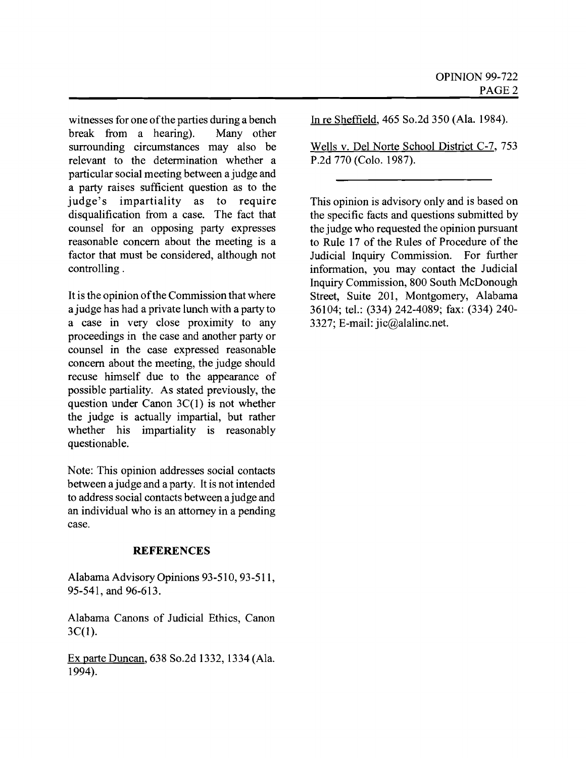witnesses for one of the parties during a bench break from a hearing). Many other surrounding circumstances may also be relevant to the determination whether a particular social meeting between a judge and a party raises sufficient question as to the judge's impartiality as to require disqualification from a case. The fact that counsel for an opposing party expresses reasonable concern about the meeting is a factor that must be considered, although not controlling .

It is the opinion of the Commission that where a judge has had a private lunch with a party to a case in very close proximity to any proceedings in the case and another party or counsel in the case expressed reasonable concern about the meeting, the judge should recuse himself due to the appearance of possible partiality. As stated previously, the question under Canon 3C(1) is not whether the judge is actually impartial, but rather whether his impartiality is reasonably questionable.

Note: This opinion addresses social contacts between a judge and a party. It is not intended to address social contacts between a judge and an individual who is an attorney in a pending case.

## REFERENCES

Alabama Advisory Opinions 93-510, 93-511, 95-541, and 96-613.

Alabama Canons of Judicial Ethics, Canon 3C(1).

Ex parte Duncan, 638 So.2d 1332, 1334 (Ala. 1994).

In re Sheffield, 465 So.2d 350 (Ala. 1984).

Wells v. Del Norte School District C-7, 753 P.2d 770 (Colo. 1987).

---

This opinion is advisory only and is based on the specific facts and questions submitted by the judge who requested the opinion pursuant to Rule 17 of the Rules of Procedure of the Judicial Inquiry Commission. For further information, you may contact the Judicial Inquiry Commission, 800 South McDonough Street, Suite 201, Montgomery, Alabama 36104; tel.: (334) 242-4089; fax: (334) 240-3327; E-mail: jic@alalinc.net.